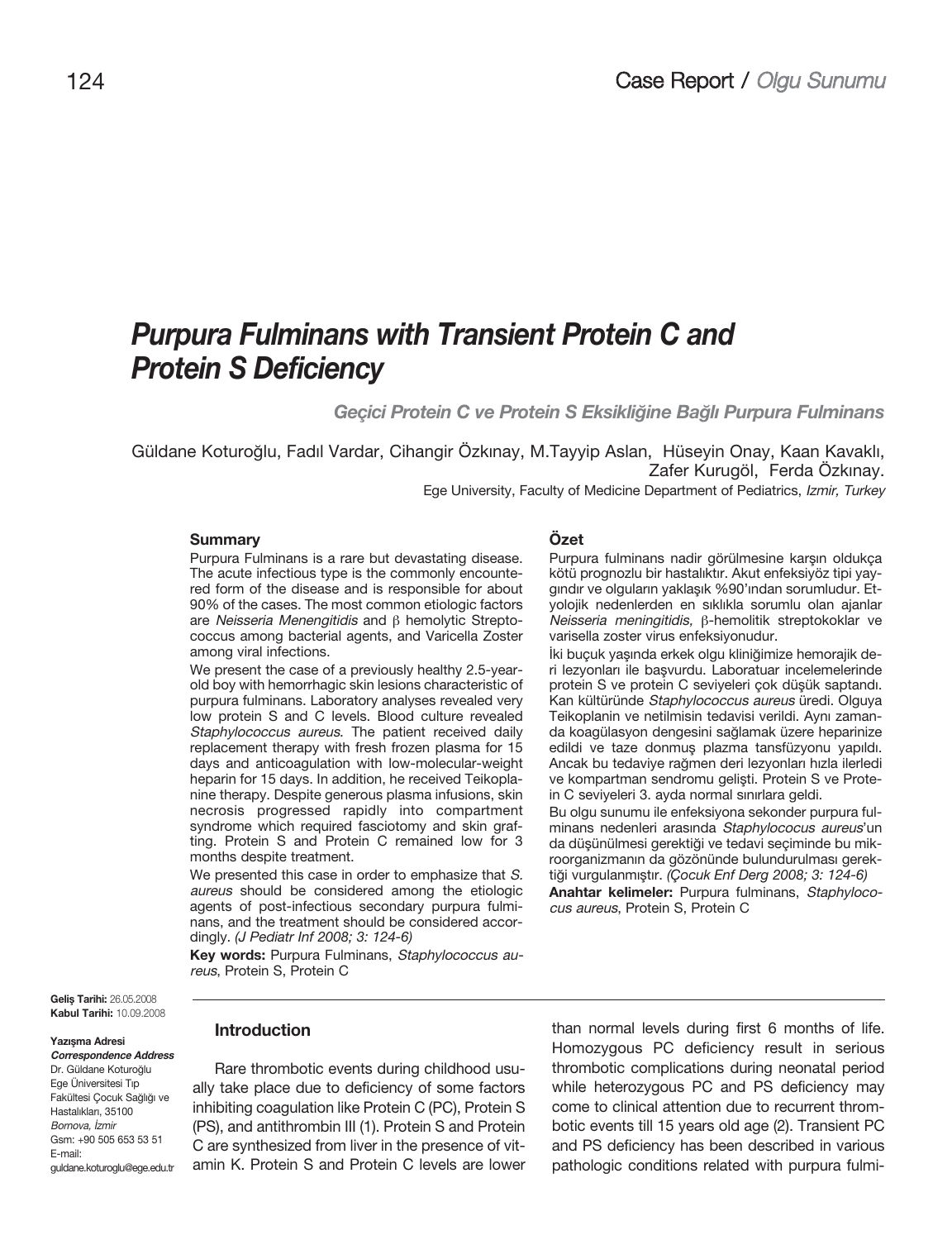# Purpura Fulminans with Transient Protein C and Protein S Deficiency

## Geçici Protein C ve Protein S Eksikliğine Bağlı Purpura Fulminans

Güldane Koturoğlu, Fadıl Vardar, Cihangir Özkınay, M.Tayyip Aslan, Hüseyin Onay, Kaan Kavaklı, Zafer Kurugöl, Ferda Özkınay.

Ege University, Faculty of Medicine Department of Pediatrics, *Izmir, Turkey*

### Summary

Purpura Fulminans is a rare but devastating disease. The acute infectious type is the commonly encountered form of the disease and is responsible for about 90% of the cases. The most common etiologic factors are *Neisseria Menengitidis* and β hemolytic Streptococcus among bacterial agents, and Varicella Zoster among viral infections.

We present the case of a previously healthy 2.5-year-old boy with hemorrhagic skin lesions characteristic of purpura fulminans. Laboratory analyses revealed very low protein S and C levels. Blood culture revealed *Staphylococcus aureus*. The patient received daily replacement therapy with fresh frozen plasma for 15 days and anticoagulation with low-molecular-weight heparin for 15 days. In addition, he received Teikoplanine therapy. Despite generous plasma infusions, skin necrosis progressed rapidly into compartment syndrome which required fasciotomy and skin grafting. Protein S and Protein C remained low for 3 months despite treatment.

We presented this case in order to emphasize that *S. aureus* should be considered among the etiologic agents of post-infectious secondary purpura fulminans, and the treatment should be considered accordingly. *(J Pediatr Inf 2008; 3: 124-6)*

**Key words:** Purpura Fulminans, *Staphylococcus aureus*, Protein S, Protein C

### Özet

Purpura fulminans nadir görülmesine karşın oldukça kötü prognozlu bir hastalıktır. Akut enfeksiyöz tipi yaygındır ve olguların yaklaşık %90'ından sorumludur. Etyolojik nedenlerden en sıklıkla sorumlu olan ajanlar *Neisseria meningitidis,* β-hemolitik streptokoklar ve varisella zoster virus enfeksiyonudur.

İki buçuk yaşında erkek olgu kliniğimize hemorajik deri lezyonları ile başvurdu. Laboratuar incelemelerinde protein S ve protein C seviyeleri çok düşük saptandı. Kan kültüründe *Staphylococcus aureus* üredi. Olguya Teikoplanin ve netilmisin tedavisi verildi. Aynı zamanda koagülasyon dengesini sağlamak üzere heparinize edildi ve taze donmuş plazma tansfüzyonu yapıldı. Ancak bu tedaviye rağmen deri lezyonları hızla ilerledi ve kompartman sendromu gelişti. Protein S ve Protein C seviyeleri 3. ayda normal sınırlara geldi.

Bu olgu sunumu ile enfeksiyona sekonder purpura fulminans nedenleri arasında *Staphylococus aureus*'un da düşünülmesi gerektiği ve tedavi seçiminde bu mikroorganizmanın da gözönünde bulundurulması gerektiği vurgulanmıştır. *(Çocuk Enf Derg 2008; 3: 124-6)*

**Anahtar kelimeler:** Purpura fulminans, *Staphylococus aureus*, Protein S, Protein C

**Geliş Tarihi:** 26.05.2008
**Kabul Tarihi:** 10.09.2008

**Yazışma Adresi**
***Correspondence Address***
Dr. Güldane Koturoğlu
Ege Üniversitesi Tıp Fakültesi Çocuk Sağlığı ve Hastalıkları, 35100
*Bornova, İzmir*
Gsm: +90 505 653 53 51
E-mail: guldane.koturoglu@ege.edu.tr

### Introduction

Rare thrombotic events during childhood usually take place due to deficiency of some factors inhibiting coagulation like Protein C (PC), Protein S (PS), and antithrombin III (1). Protein S and Protein C are synthesized from liver in the presence of vitamin K. Protein S and Protein C levels are lower than normal levels during first 6 months of life. Homozygous PC deficiency result in serious thrombotic complications during neonatal period while heterozygous PC and PS deficiency may come to clinical attention due to recurrent thrombotic events till 15 years old age (2). Transient PC and PS deficiency has been described in various pathologic conditions related with purpura fulmi-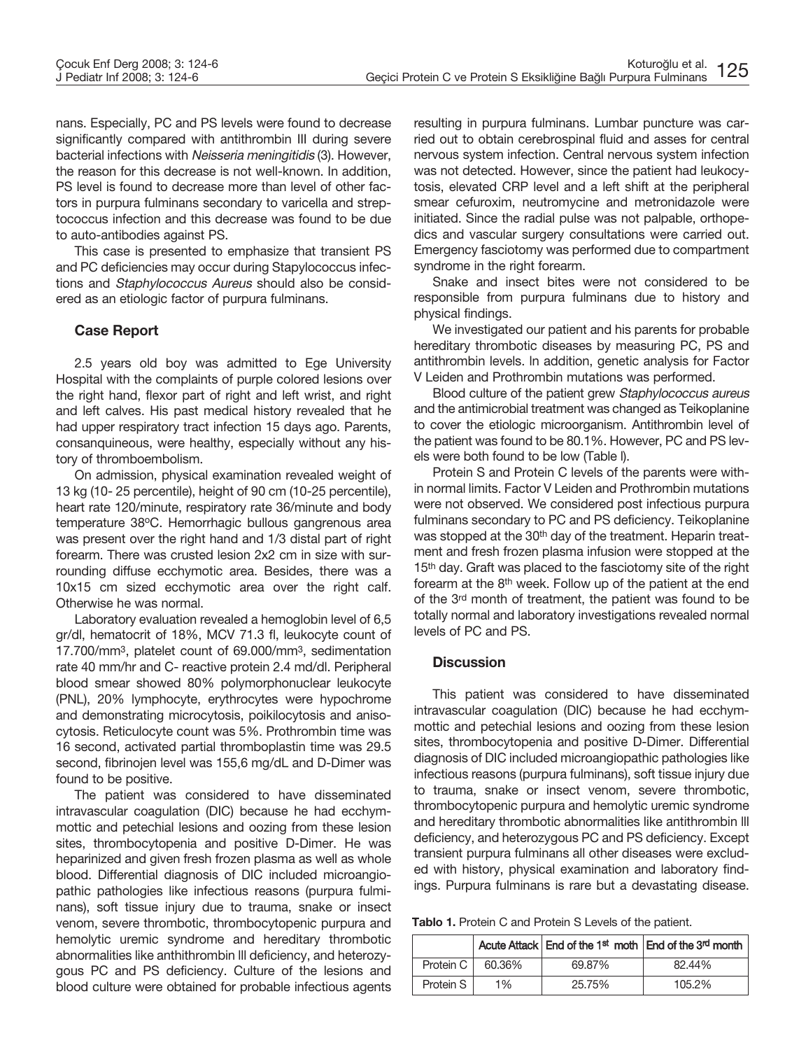nans. Especially, PC and PS levels were found to decrease significantly compared with antithrombin III during severe bacterial infections with *Neisseria meningitidis* (3). However, the reason for this decrease is not well-known. In addition, PS level is found to decrease more than level of other factors in purpura fulminans secondary to varicella and streptococcus infection and this decrease was found to be due to auto-antibodies against PS.

This case is presented to emphasize that transient PS and PC deficiencies may occur during Stapylococcus infections and *Staphylococcus Aureus* should also be considered as an etiologic factor of purpura fulminans.

## Case Report

2.5 years old boy was admitted to Ege University Hospital with the complaints of purple colored lesions over the right hand, flexor part of right and left wrist, and right and left calves. His past medical history revealed that he had upper respiratory tract infection 15 days ago. Parents, consanquineous, were healthy, especially without any history of thromboembolism.

On admission, physical examination revealed weight of 13 kg (10- 25 percentile), height of 90 cm (10-25 percentile), heart rate 120/minute, respiratory rate 36/minute and body temperature 38°C. Hemorrhagic bullous gangrenous area was present over the right hand and 1/3 distal part of right forearm. There was crusted lesion 2x2 cm in size with surrounding diffuse ecchymotic area. Besides, there was a 10x15 cm sized ecchymotic area over the right calf. Otherwise he was normal.

Laboratory evaluation revealed a hemoglobin level of 6,5 gr/dl, hematocrit of 18%, MCV 71.3 fl, leukocyte count of 17.700/mm$^3$, platelet count of 69.000/mm$^3$, sedimentation rate 40 mm/hr and C- reactive protein 2.4 md/dl. Peripheral blood smear showed 80% polymorphonuclear leukocyte (PNL), 20% lymphocyte, erythrocytes were hypochrome and demonstrating microcytosis, poikilocytosis and anisocytosis. Reticulocyte count was 5%. Prothrombin time was 16 second, activated partial thromboplastin time was 29.5 second, fibrinojen level was 155,6 mg/dL and D-Dimer was found to be positive.

The patient was considered to have disseminated intravascular coagulation (DIC) because he had ecchymmottic and petechial lesions and oozing from these lesion sites, thrombocytopenia and positive D-Dimer. He was heparinized and given fresh frozen plasma as well as whole blood. Differential diagnosis of DIC included microangiopathic pathologies like infectious reasons (purpura fulminans), soft tissue injury due to trauma, snake or insect venom, severe thrombotic, thrombocytopenic purpura and hemolytic uremic syndrome and hereditary thrombotic abnormalities like anthithrombin lll deficiency, and heterozygous PC and PS deficiency. Culture of the lesions and blood culture were obtained for probable infectious agents resulting in purpura fulminans. Lumbar puncture was carried out to obtain cerebrospinal fluid and asses for central nervous system infection. Central nervous system infection was not detected. However, since the patient had leukocytosis, elevated CRP level and a left shift at the peripheral smear cefuroxim, neutromycine and metronidazole were initiated. Since the radial pulse was not palpable, orthopedics and vascular surgery consultations were carried out. Emergency fasciotomy was performed due to compartment syndrome in the right forearm.

Snake and insect bites were not considered to be responsible from purpura fulminans due to history and physical findings.

We investigated our patient and his parents for probable hereditary thrombotic diseases by measuring PC, PS and antithrombin levels. In addition, genetic analysis for Factor V Leiden and Prothrombin mutations was performed.

Blood culture of the patient grew *Staphylococcus aureus* and the antimicrobial treatment was changed as Teikoplanine to cover the etiologic microorganism. Antithrombin level of the patient was found to be 80.1%. However, PC and PS levels were both found to be low (Table I).

Protein S and Protein C levels of the parents were within normal limits. Factor V Leiden and Prothrombin mutations were not observed. We considered post infectious purpura fulminans secondary to PC and PS deficiency. Teikoplanine was stopped at the 30th day of the treatment. Heparin treatment and fresh frozen plasma infusion were stopped at the 15th day. Graft was placed to the fasciotomy site of the right forearm at the 8th week. Follow up of the patient at the end of the 3rd month of treatment, the patient was found to be totally normal and laboratory investigations revealed normal levels of PC and PS.

## Discussion

This patient was considered to have disseminated intravascular coagulation (DIC) because he had ecchymmottic and petechial lesions and oozing from these lesion sites, thrombocytopenia and positive D-Dimer. Differential diagnosis of DIC included microangiopathic pathologies like infectious reasons (purpura fulminans), soft tissue injury due to trauma, snake or insect venom, severe thrombotic, thrombocytopenic purpura and hemolytic uremic syndrome and hereditary thrombotic abnormalities like antithrombin lll deficiency, and heterozygous PC and PS deficiency. Except transient purpura fulminans all other diseases were excluded with history, physical examination and laboratory findings. Purpura fulminans is rare but a devastating disease.

**Tablo 1.** Protein C and Protein S Levels of the patient.

| | Acute Attack | End of the 1st moth | End of the 3rd month |
|---|---|---|---|
| Protein C | 60.36% | 69.87% | 82.44% |
| Protein S | 1% | 25.75% | 105.2% |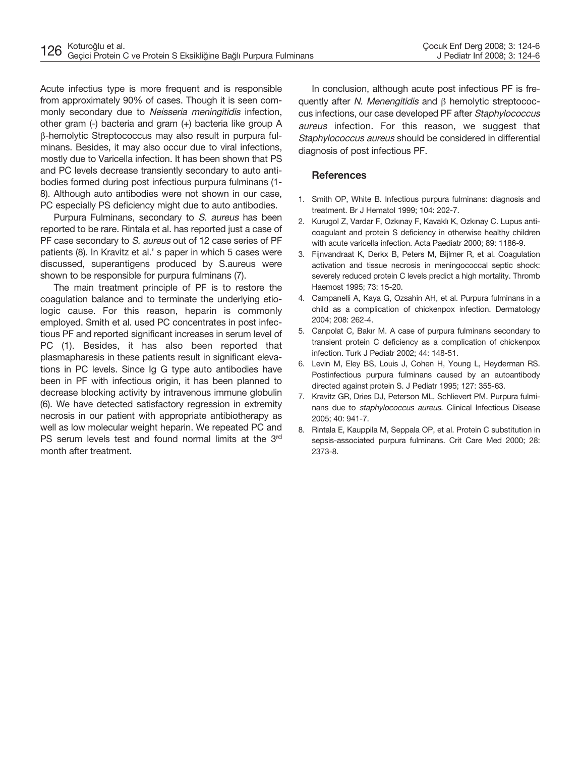Acute infectius type is more frequent and is responsible from approximately 90% of cases. Though it is seen commonly secondary due to *Neisseria meningitidis* infection, other gram (-) bacteria and gram (+) bacteria like group A β-hemolytic Streptococcus may also result in purpura fulminans. Besides, it may also occur due to viral infections, mostly due to Varicella infection. It has been shown that PS and PC levels decrease transiently secondary to auto antibodies formed during post infectious purpura fulminans (1-8). Although auto antibodies were not shown in our case, PC especially PS deficiency might due to auto antibodies.

Purpura Fulminans, secondary to *S. aureus* has been reported to be rare. Rintala et al. has reported just a case of PF case secondary to *S. aureus* out of 12 case series of PF patients (8). In Kravitz et al.' s paper in which 5 cases were discussed, superantigens produced by S.aureus were shown to be responsible for purpura fulminans (7).

The main treatment principle of PF is to restore the coagulation balance and to terminate the underlying etiologic cause. For this reason, heparin is commonly employed. Smith et al. used PC concentrates in post infectious PF and reported significant increases in serum level of PC (1). Besides, it has also been reported that plasmapharesis in these patients result in significant elevations in PC levels. Since Ig G type auto antibodies have been in PF with infectious origin, it has been planned to decrease blocking activity by intravenous immune globulin (6). We have detected satisfactory regression in extremity necrosis in our patient with appropriate antibiotherapy as well as low molecular weight heparin. We repeated PC and PS serum levels test and found normal limits at the 3rd month after treatment.

In conclusion, although acute post infectious PF is frequently after *N. Menengitidis* and β hemolytic streptococcus infections, our case developed PF after *Staphylococcus aureus* infection. For this reason, we suggest that *Staphylococcus aureus* should be considered in differential diagnosis of post infectious PF.

## References

1. Smith OP, White B. Infectious purpura fulminans: diagnosis and treatment. Br J Hematol 1999; 104: 202-7.
2. Kurugol Z, Vardar F, Ozkınay F, Kavaklı K, Ozkınay C. Lupus anticoagulant and protein S deficiency in otherwise healthy children with acute varicella infection. Acta Paediatr 2000; 89: 1186-9.
3. Fijnvandraat K, Derkx B, Peters M, Bijlmer R, et al. Coagulation activation and tissue necrosis in meningococcal septic shock: severely reduced protein C levels predict a high mortality. Thromb Haemost 1995; 73: 15-20.
4. Campanelli A, Kaya G, Ozsahin AH, et al. Purpura fulminans in a child as a complication of chickenpox infection. Dermatology 2004; 208: 262-4.
5. Canpolat C, Bakır M. A case of purpura fulminans secondary to transient protein C deficiency as a complication of chickenpox infection. Turk J Pediatr 2002; 44: 148-51.
6. Levin M, Eley BS, Louis J, Cohen H, Young L, Heyderman RS. Postinfectious purpura fulminans caused by an autoantibody directed against protein S. J Pediatr 1995; 127: 355-63.
7. Kravitz GR, Dries DJ, Peterson ML, Schlievert PM. Purpura fulminans due to *staphylococcus aureus*. Clinical Infectious Disease 2005; 40: 941-7.
8. Rintala E, Kauppila M, Seppala OP, et al. Protein C substitution in sepsis-associated purpura fulminans. Crit Care Med 2000; 28: 2373-8.